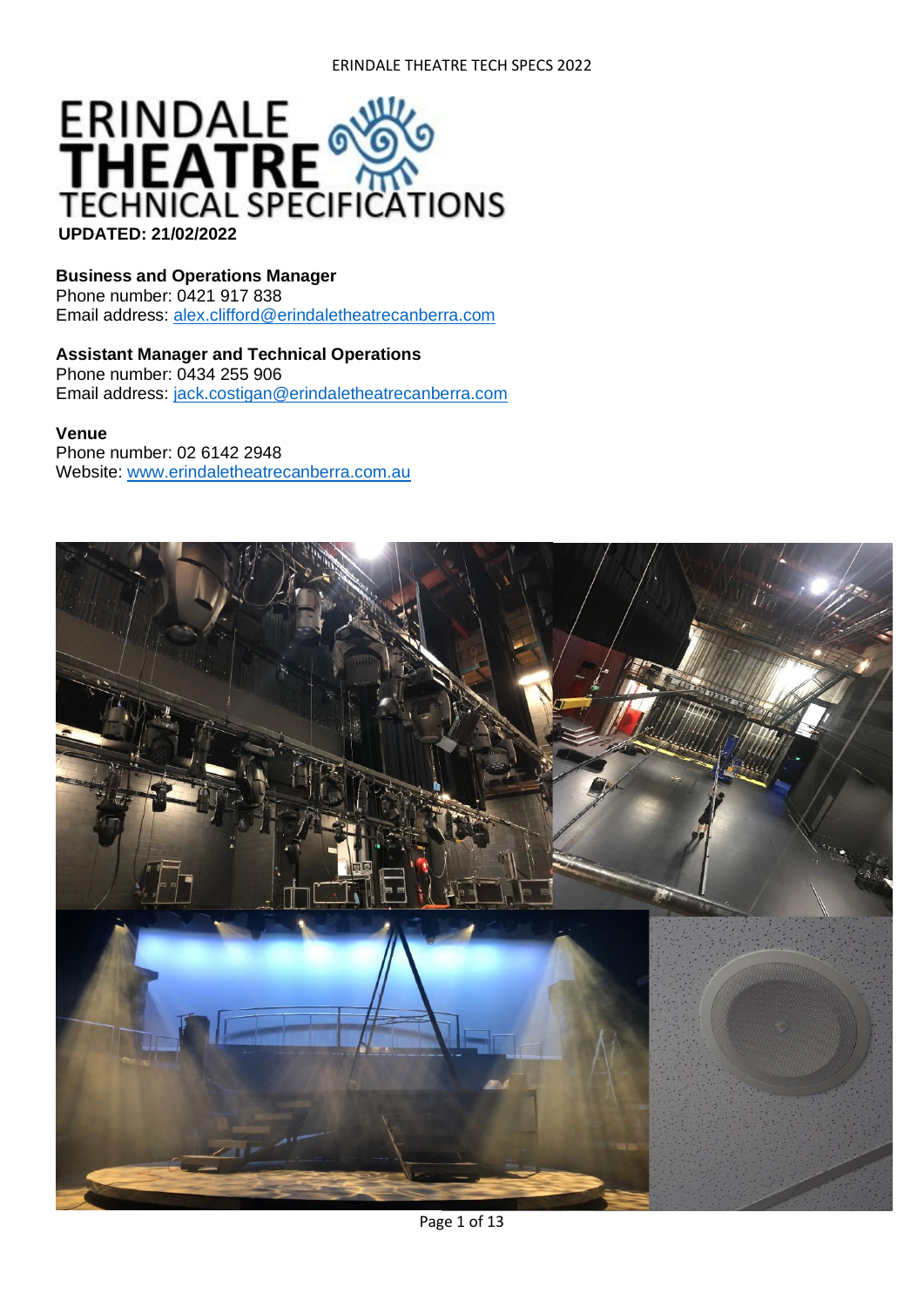# ERINDALE THEATRE TECHNICAL SPECIFICATIONS

**UPDATED: 21/02/2022**

**Business and Operations Manager**
Phone number: 0421 917 838
Email address: alex.clifford@erindaletheatrecanberra.com

**Assistant Manager and Technical Operations**
Phone number: 0434 255 906
Email address: jack.costigan@erindaletheatrecanberra.com

**Venue**
Phone number: 02 6142 2948
Website: www.erindaletheatrecanberra.com.au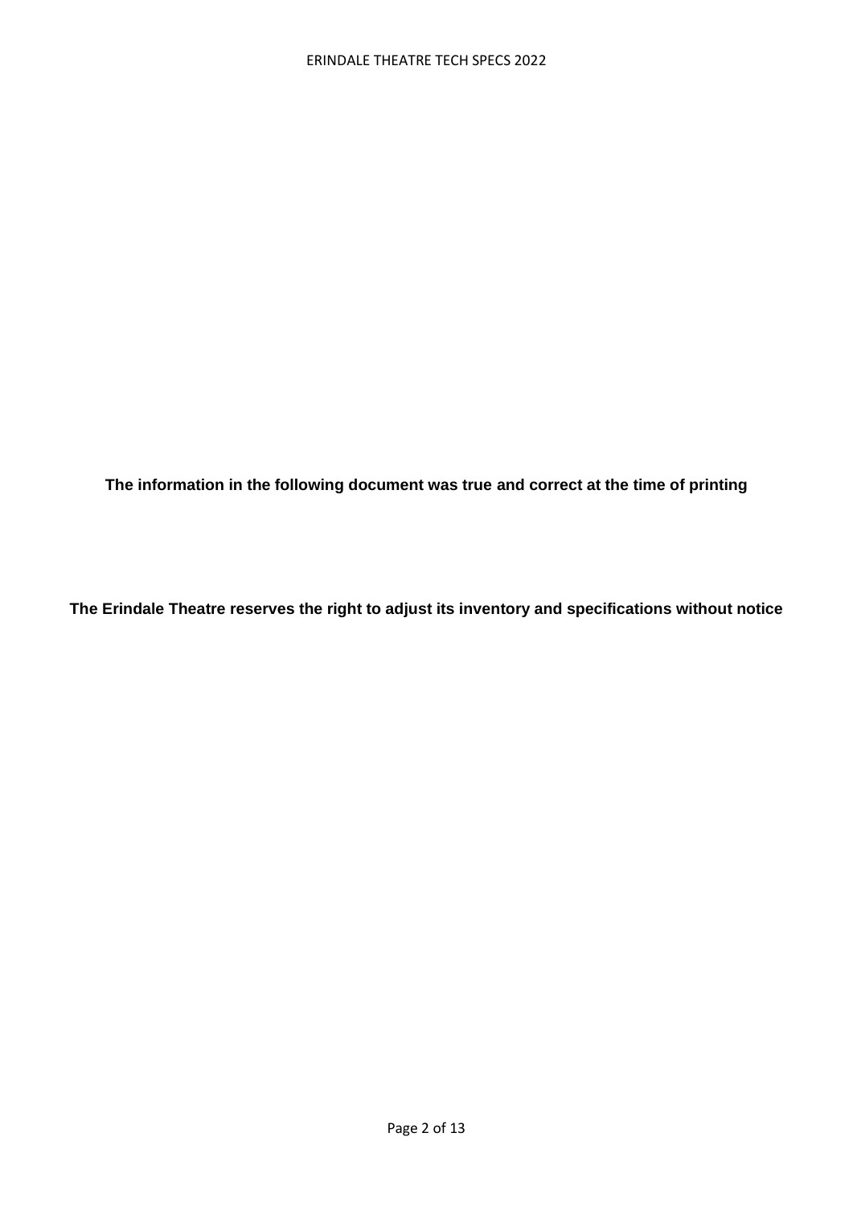**The information in the following document was true and correct at the time of printing**

**The Erindale Theatre reserves the right to adjust its inventory and specifications without notice**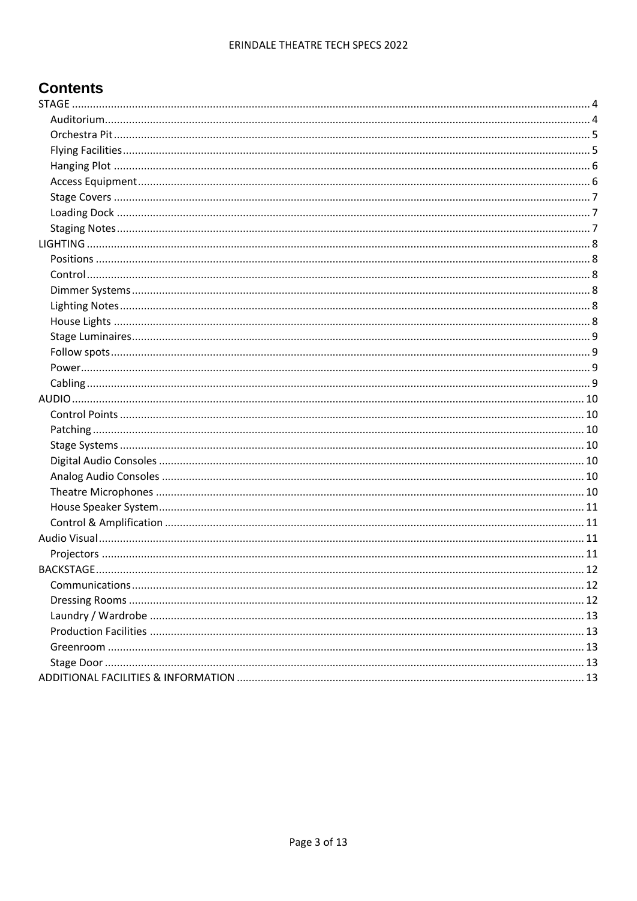# Contents

- STAGE ... 4
  - Auditorium ... 4
  - Orchestra Pit ... 5
  - Flying Facilities ... 5
  - Hanging Plot ... 6
  - Access Equipment ... 6
  - Stage Covers ... 7
  - Loading Dock ... 7
  - Staging Notes ... 7
- LIGHTING ... 8
  - Positions ... 8
  - Control ... 8
  - Dimmer Systems ... 8
  - Lighting Notes ... 8
  - House Lights ... 8
  - Stage Luminaires ... 9
  - Follow spots ... 9
  - Power ... 9
  - Cabling ... 9
- AUDIO ... 10
  - Control Points ... 10
  - Patching ... 10
  - Stage Systems ... 10
  - Digital Audio Consoles ... 10
  - Analog Audio Consoles ... 10
  - Theatre Microphones ... 10
  - House Speaker System ... 11
  - Control & Amplification ... 11
- Audio Visual ... 11
  - Projectors ... 11
- BACKSTAGE ... 12
  - Communications ... 12
  - Dressing Rooms ... 12
  - Laundry / Wardrobe ... 13
  - Production Facilities ... 13
  - Greenroom ... 13
  - Stage Door ... 13
- ADDITIONAL FACILITIES & INFORMATION ... 13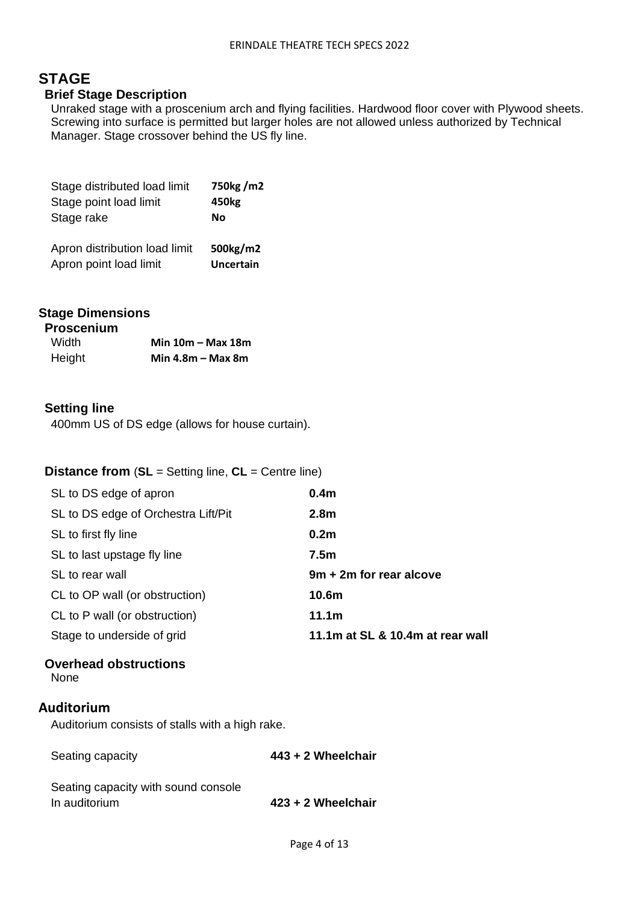# STAGE

## Brief Stage Description

Unraked stage with a proscenium arch and flying facilities. Hardwood floor cover with Plywood sheets. Screwing into surface is permitted but larger holes are not allowed unless authorized by Technical Manager. Stage crossover behind the US fly line.

| | |
|---|---|
| Stage distributed load limit | **750kg /m2** |
| Stage point load limit | **450kg** |
| Stage rake | **No** |
| | |
| Apron distribution load limit | **500kg/m2** |
| Apron point load limit | **Uncertain** |

## Stage Dimensions

### Proscenium

| | |
|---|---|
| Width | **Min 10m – Max 18m** |
| Height | **Min 4.8m – Max 8m** |

### Setting line

400mm US of DS edge (allows for house curtain).

### Distance from (**SL** = Setting line, **CL** = Centre line)

| | |
|---|---|
| SL to DS edge of apron | **0.4m** |
| SL to DS edge of Orchestra Lift/Pit | **2.8m** |
| SL to first fly line | **0.2m** |
| SL to last upstage fly line | **7.5m** |
| SL to rear wall | **9m + 2m for rear alcove** |
| CL to OP wall (or obstruction) | **10.6m** |
| CL to P wall (or obstruction) | **11.1m** |
| Stage to underside of grid | **11.1m at SL & 10.4m at rear wall** |

### Overhead obstructions

None

## Auditorium

Auditorium consists of stalls with a high rake.

| | |
|---|---|
| Seating capacity | **443 + 2 Wheelchair** |
| Seating capacity with sound console In auditorium | **423 + 2 Wheelchair** |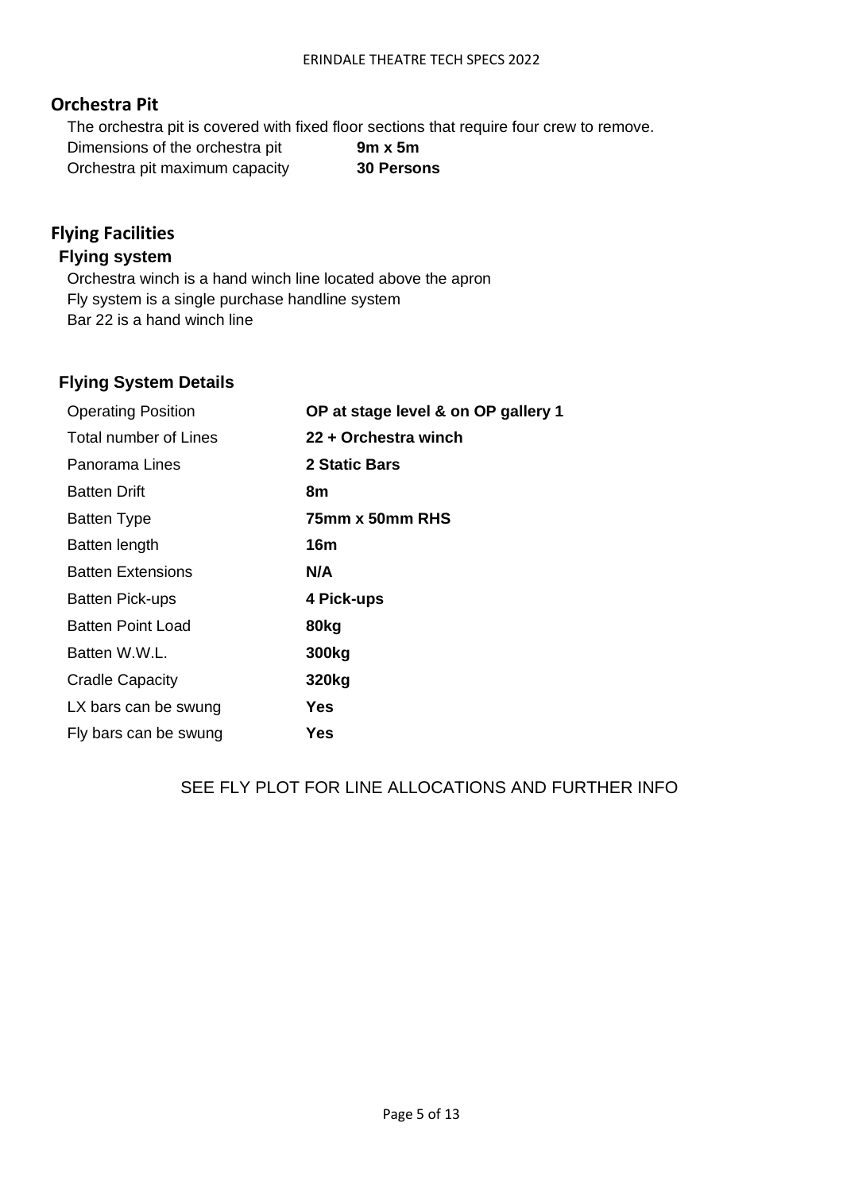## Orchestra Pit

The orchestra pit is covered with fixed floor sections that require four crew to remove.

| | |
|---|---|
| Dimensions of the orchestra pit | **9m x 5m** |
| Orchestra pit maximum capacity | **30 Persons** |

## Flying Facilities

### Flying system

Orchestra winch is a hand winch line located above the apron
Fly system is a single purchase handline system
Bar 22 is a hand winch line

### Flying System Details

| | |
|---|---|
| Operating Position | **OP at stage level & on OP gallery 1** |
| Total number of Lines | **22 + Orchestra winch** |
| Panorama Lines | **2 Static Bars** |
| Batten Drift | **8m** |
| Batten Type | **75mm x 50mm RHS** |
| Batten length | **16m** |
| Batten Extensions | **N/A** |
| Batten Pick-ups | **4 Pick-ups** |
| Batten Point Load | **80kg** |
| Batten W.W.L. | **300kg** |
| Cradle Capacity | **320kg** |
| LX bars can be swung | **Yes** |
| Fly bars can be swung | **Yes** |

SEE FLY PLOT FOR LINE ALLOCATIONS AND FURTHER INFO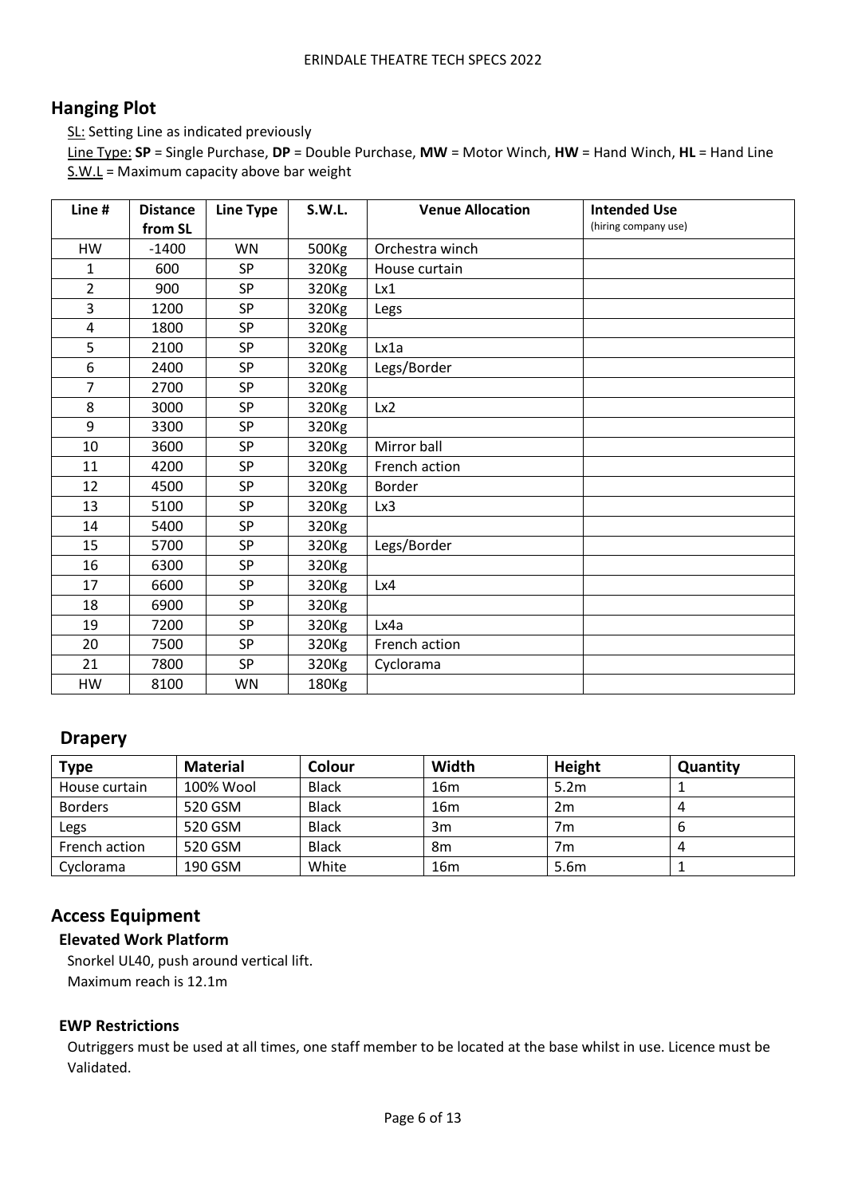## Hanging Plot

<u>SL:</u> Setting Line as indicated previously

<u>Line Type:</u> **SP** = Single Purchase, **DP** = Double Purchase, **MW** = Motor Winch, **HW** = Hand Winch, **HL** = Hand Line

<u>S.W.L</u> = Maximum capacity above bar weight

| Line # | Distance from SL | Line Type | S.W.L. | Venue Allocation | Intended Use (hiring company use) |
|---|---|---|---|---|---|
| HW | -1400 | WN | 500Kg | Orchestra winch | |
| 1 | 600 | SP | 320Kg | House curtain | |
| 2 | 900 | SP | 320Kg | Lx1 | |
| 3 | 1200 | SP | 320Kg | Legs | |
| 4 | 1800 | SP | 320Kg | | |
| 5 | 2100 | SP | 320Kg | Lx1a | |
| 6 | 2400 | SP | 320Kg | Legs/Border | |
| 7 | 2700 | SP | 320Kg | | |
| 8 | 3000 | SP | 320Kg | Lx2 | |
| 9 | 3300 | SP | 320Kg | | |
| 10 | 3600 | SP | 320Kg | Mirror ball | |
| 11 | 4200 | SP | 320Kg | French action | |
| 12 | 4500 | SP | 320Kg | Border | |
| 13 | 5100 | SP | 320Kg | Lx3 | |
| 14 | 5400 | SP | 320Kg | | |
| 15 | 5700 | SP | 320Kg | Legs/Border | |
| 16 | 6300 | SP | 320Kg | | |
| 17 | 6600 | SP | 320Kg | Lx4 | |
| 18 | 6900 | SP | 320Kg | | |
| 19 | 7200 | SP | 320Kg | Lx4a | |
| 20 | 7500 | SP | 320Kg | French action | |
| 21 | 7800 | SP | 320Kg | Cyclorama | |
| HW | 8100 | WN | 180Kg | | |

## Drapery

| Type | Material | Colour | Width | Height | Quantity |
|---|---|---|---|---|---|
| House curtain | 100% Wool | Black | 16m | 5.2m | 1 |
| Borders | 520 GSM | Black | 16m | 2m | 4 |
| Legs | 520 GSM | Black | 3m | 7m | 6 |
| French action | 520 GSM | Black | 8m | 7m | 4 |
| Cyclorama | 190 GSM | White | 16m | 5.6m | 1 |

## Access Equipment

### Elevated Work Platform

Snorkel UL40, push around vertical lift.
Maximum reach is 12.1m

### EWP Restrictions

Outriggers must be used at all times, one staff member to be located at the base whilst in use. Licence must be Validated.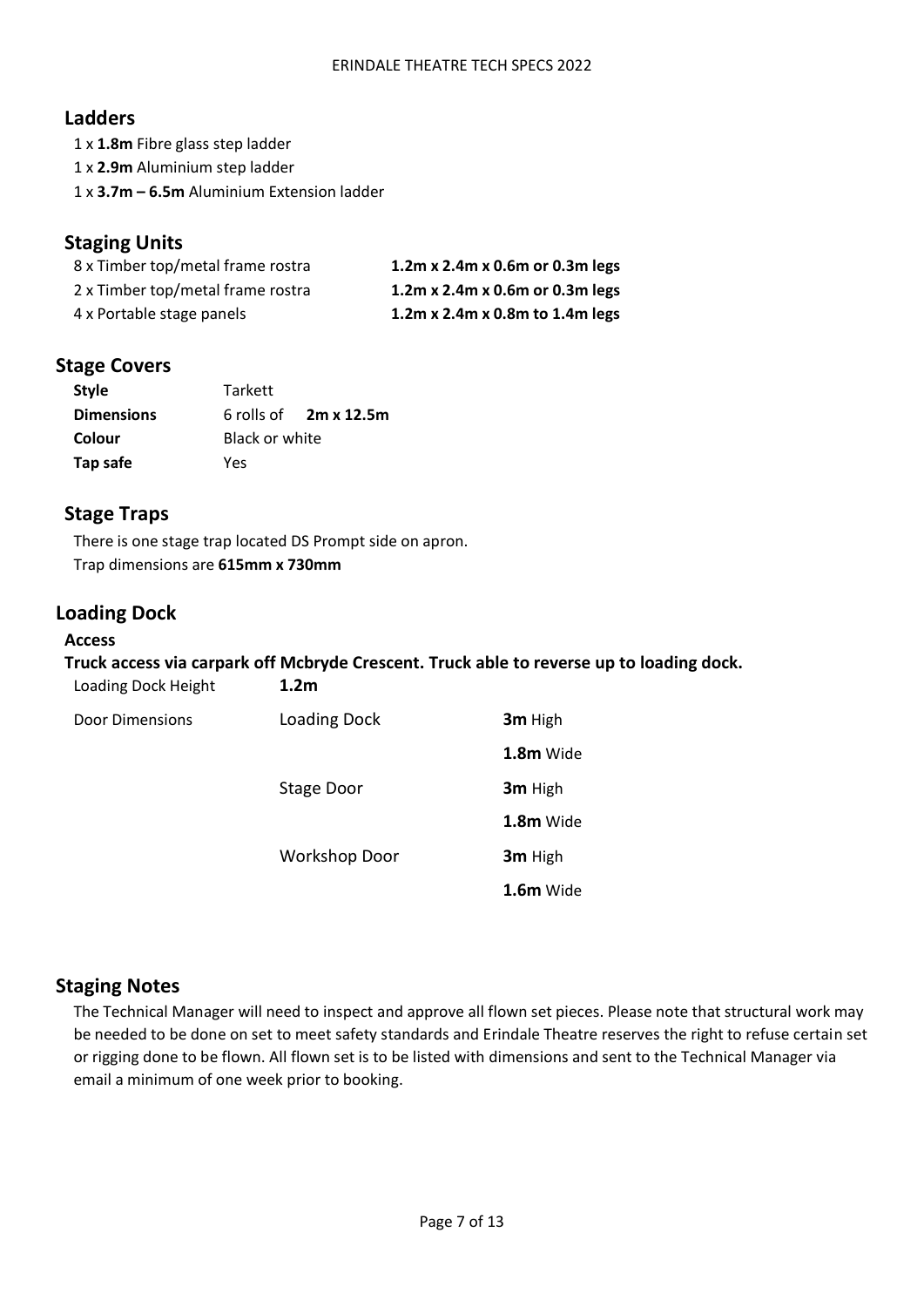## Ladders

1 x **1.8m** Fibre glass step ladder
1 x **2.9m** Aluminium step ladder
1 x **3.7m – 6.5m** Aluminium Extension ladder

## Staging Units

| | |
|---|---|
| 8 x Timber top/metal frame rostra | **1.2m x 2.4m x 0.6m or 0.3m legs** |
| 2 x Timber top/metal frame rostra | **1.2m x 2.4m x 0.6m or 0.3m legs** |
| 4 x Portable stage panels | **1.2m x 2.4m x 0.8m to 1.4m legs** |

## Stage Covers

| | |
|---|---|
| **Style** | Tarkett |
| **Dimensions** | 6 rolls of **2m x 12.5m** |
| **Colour** | Black or white |
| **Tap safe** | Yes |

## Stage Traps

There is one stage trap located DS Prompt side on apron.
Trap dimensions are **615mm x 730mm**

## Loading Dock

**Access**

**Truck access via carpark off Mcbryde Crescent. Truck able to reverse up to loading dock.**

| | | |
|---|---|---|
| Loading Dock Height | **1.2m** | |
| Door Dimensions | Loading Dock | **3m** High |
| | | **1.8m** Wide |
| | Stage Door | **3m** High |
| | | **1.8m** Wide |
| | Workshop Door | **3m** High |
| | | **1.6m** Wide |

## Staging Notes

The Technical Manager will need to inspect and approve all flown set pieces. Please note that structural work may be needed to be done on set to meet safety standards and Erindale Theatre reserves the right to refuse certain set or rigging done to be flown. All flown set is to be listed with dimensions and sent to the Technical Manager via email a minimum of one week prior to booking.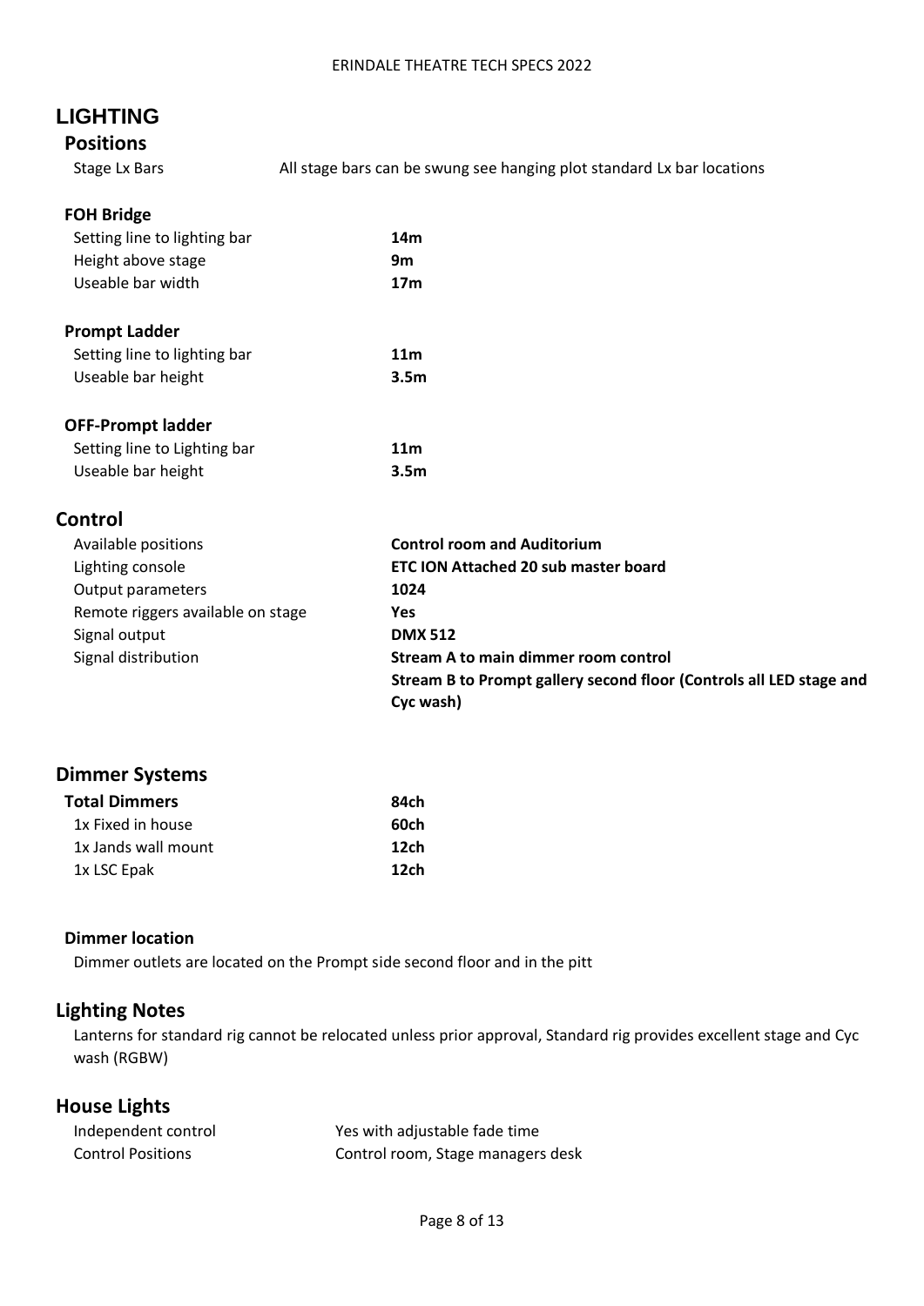# LIGHTING

## Positions

| | |
|---|---|
| Stage Lx Bars | All stage bars can be swung see hanging plot standard Lx bar locations |

### FOH Bridge

| | |
|---|---|
| Setting line to lighting bar | **14m** |
| Height above stage | **9m** |
| Useable bar width | **17m** |

### Prompt Ladder

| | |
|---|---|
| Setting line to lighting bar | **11m** |
| Useable bar height | **3.5m** |

### OFF-Prompt ladder

| | |
|---|---|
| Setting line to Lighting bar | **11m** |
| Useable bar height | **3.5m** |

## Control

| | |
|---|---|
| Available positions | **Control room and Auditorium** |
| Lighting console | **ETC ION Attached 20 sub master board** |
| Output parameters | **1024** |
| Remote riggers available on stage | **Yes** |
| Signal output | **DMX 512** |
| Signal distribution | **Stream A to main dimmer room control** |
| | **Stream B to Prompt gallery second floor (Controls all LED stage and Cyc wash)** |

## Dimmer Systems

| | |
|---|---|
| **Total Dimmers** | **84ch** |
| 1x Fixed in house | **60ch** |
| 1x Jands wall mount | **12ch** |
| 1x LSC Epak | **12ch** |

### Dimmer location

Dimmer outlets are located on the Prompt side second floor and in the pitt

## Lighting Notes

Lanterns for standard rig cannot be relocated unless prior approval, Standard rig provides excellent stage and Cyc wash (RGBW)

## House Lights

| | |
|---|---|
| Independent control | Yes with adjustable fade time |
| Control Positions | Control room, Stage managers desk |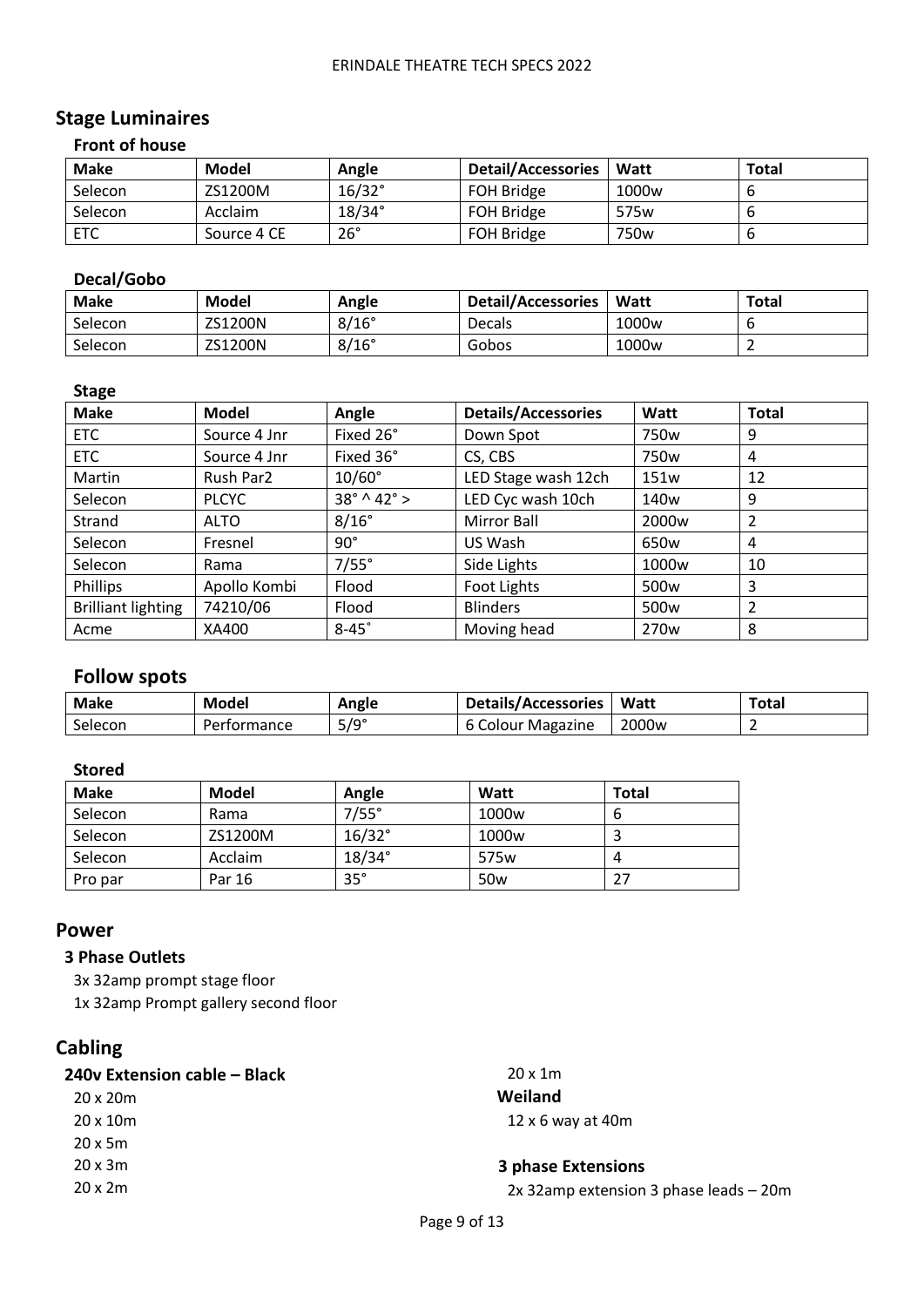## Stage Luminaires

### Front of house

| Make | Model | Angle | Detail/Accessories | Watt | Total |
|---|---|---|---|---|---|
| Selecon | ZS1200M | 16/32° | FOH Bridge | 1000w | 6 |
| Selecon | Acclaim | 18/34° | FOH Bridge | 575w | 6 |
| ETC | Source 4 CE | 26° | FOH Bridge | 750w | 6 |

### Decal/Gobo

| Make | Model | Angle | Detail/Accessories | Watt | Total |
|---|---|---|---|---|---|
| Selecon | ZS1200N | 8/16° | Decals | 1000w | 6 |
| Selecon | ZS1200N | 8/16° | Gobos | 1000w | 2 |

### Stage

| Make | Model | Angle | Details/Accessories | Watt | Total |
|---|---|---|---|---|---|
| ETC | Source 4 Jnr | Fixed 26° | Down Spot | 750w | 9 |
| ETC | Source 4 Jnr | Fixed 36° | CS, CBS | 750w | 4 |
| Martin | Rush Par2 | 10/60° | LED Stage wash 12ch | 151w | 12 |
| Selecon | PLCYC | 38° ^ 42° > | LED Cyc wash 10ch | 140w | 9 |
| Strand | ALTO | 8/16° | Mirror Ball | 2000w | 2 |
| Selecon | Fresnel | 90° | US Wash | 650w | 4 |
| Selecon | Rama | 7/55° | Side Lights | 1000w | 10 |
| Phillips | Apollo Kombi | Flood | Foot Lights | 500w | 3 |
| Brilliant lighting | 74210/06 | Flood | Blinders | 500w | 2 |
| Acme | XA400 | 8-45° | Moving head | 270w | 8 |

## Follow spots

| Make | Model | Angle | Details/Accessories | Watt | Total |
|---|---|---|---|---|---|
| Selecon | Performance | 5/9° | 6 Colour Magazine | 2000w | 2 |

### Stored

| Make | Model | Angle | Watt | Total |
|---|---|---|---|---|
| Selecon | Rama | 7/55° | 1000w | 6 |
| Selecon | ZS1200M | 16/32° | 1000w | 3 |
| Selecon | Acclaim | 18/34° | 575w | 4 |
| Pro par | Par 16 | 35° | 50w | 27 |

## Power

### 3 Phase Outlets

3x 32amp prompt stage floor
1x 32amp Prompt gallery second floor

## Cabling

### 240v Extension cable – Black

20 x 20m
20 x 10m
20 x 5m
20 x 3m
20 x 2m
20 x 1m

### Weiland

12 x 6 way at 40m

### 3 phase Extensions

2x 32amp extension 3 phase leads – 20m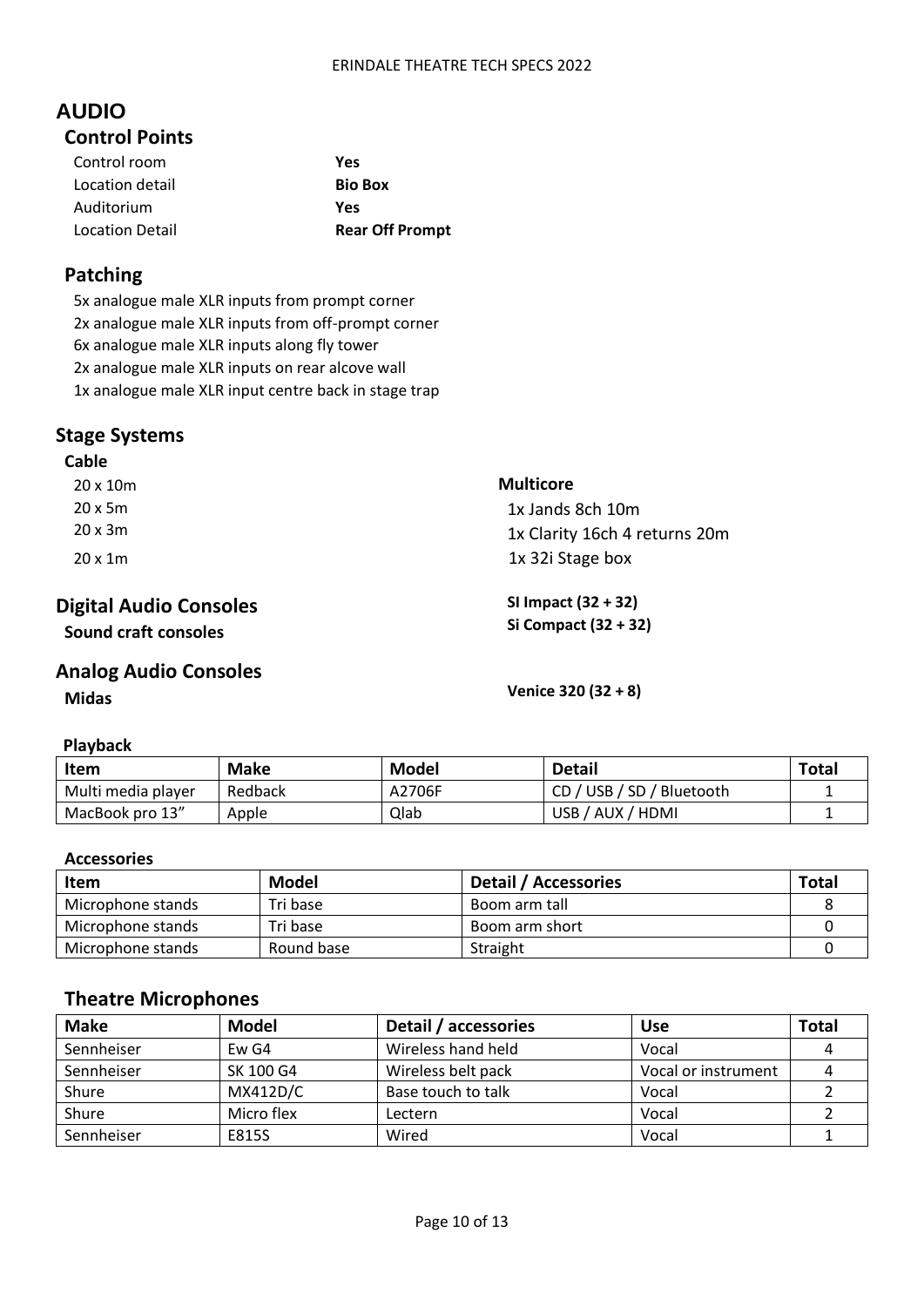# AUDIO

## Control Points

Control room **Yes**
Location detail **Bio Box**
Auditorium **Yes**
Location Detail **Rear Off Prompt**

## Patching

5x analogue male XLR inputs from prompt corner
2x analogue male XLR inputs from off-prompt corner
6x analogue male XLR inputs along fly tower
2x analogue male XLR inputs on rear alcove wall
1x analogue male XLR input centre back in stage trap

## Stage Systems

### Cable

20 x 10m
20 x 5m
20 x 3m
20 x 1m

### Multicore

1x Jands 8ch 10m
1x Clarity 16ch 4 returns 20m
1x 32i Stage box

## Digital Audio Consoles

**Sound craft consoles**

**SI Impact (32 + 32)**
**Si Compact (32 + 32)**

## Analog Audio Consoles

**Midas**

**Venice 320 (32 + 8)**

### Playback

| Item | Make | Model | Detail | Total |
|---|---|---|---|---|
| Multi media player | Redback | A2706F | CD / USB / SD / Bluetooth | 1 |
| MacBook pro 13" | Apple | Qlab | USB / AUX / HDMI | 1 |

### Accessories

| Item | Model | Detail / Accessories | Total |
|---|---|---|---|
| Microphone stands | Tri base | Boom arm tall | 8 |
| Microphone stands | Tri base | Boom arm short | 0 |
| Microphone stands | Round base | Straight | 0 |

## Theatre Microphones

| Make | Model | Detail / accessories | Use | Total |
|---|---|---|---|---|
| Sennheiser | Ew G4 | Wireless hand held | Vocal | 4 |
| Sennheiser | SK 100 G4 | Wireless belt pack | Vocal or instrument | 4 |
| Shure | MX412D/C | Base touch to talk | Vocal | 2 |
| Shure | Micro flex | Lectern | Vocal | 2 |
| Sennheiser | E815S | Wired | Vocal | 1 |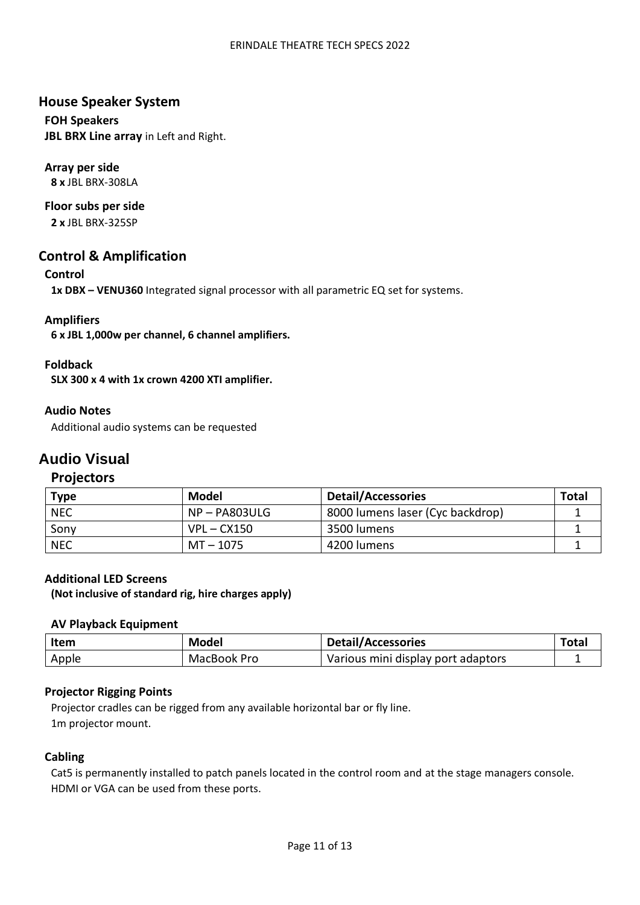## House Speaker System

### FOH Speakers

**JBL BRX Line array** in Left and Right.

### Array per side

**8 x** JBL BRX-308LA

### Floor subs per side

**2 x** JBL BRX-325SP

## Control & Amplification

### Control

**1x DBX – VENU360** Integrated signal processor with all parametric EQ set for systems.

### Amplifiers

**6 x JBL 1,000w per channel, 6 channel amplifiers.**

### Foldback

**SLX 300 x 4 with 1x crown 4200 XTI amplifier.**

### Audio Notes

Additional audio systems can be requested

# Audio Visual

## Projectors

| Type | Model | Detail/Accessories | Total |
| --- | --- | --- | --- |
| NEC | NP – PA803ULG | 8000 lumens laser (Cyc backdrop) | 1 |
| Sony | VPL – CX150 | 3500 lumens | 1 |
| NEC | MT – 1075 | 4200 lumens | 1 |

### Additional LED Screens

**(Not inclusive of standard rig, hire charges apply)**

### AV Playback Equipment

| Item | Model | Detail/Accessories | Total |
| --- | --- | --- | --- |
| Apple | MacBook Pro | Various mini display port adaptors | 1 |

### Projector Rigging Points

Projector cradles can be rigged from any available horizontal bar or fly line.
1m projector mount.

### Cabling

Cat5 is permanently installed to patch panels located in the control room and at the stage managers console.
HDMI or VGA can be used from these ports.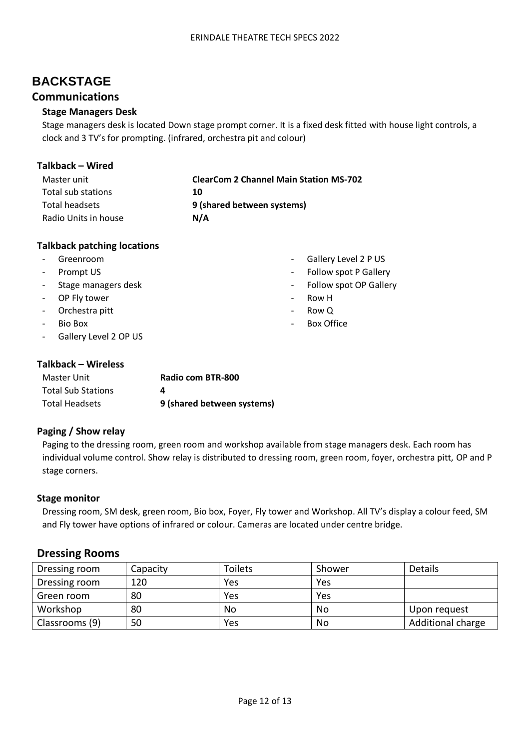# BACKSTAGE

## Communications

### Stage Managers Desk

Stage managers desk is located Down stage prompt corner. It is a fixed desk fitted with house light controls, a clock and 3 TV's for prompting. (infrared, orchestra pit and colour)

### Talkback – Wired

| | |
|---|---|
| Master unit | **ClearCom 2 Channel Main Station MS-702** |
| Total sub stations | **10** |
| Total headsets | **9 (shared between systems)** |
| Radio Units in house | **N/A** |

### Talkback patching locations

- Greenroom
- Prompt US
- Stage managers desk
- OP Fly tower
- Orchestra pitt
- Bio Box
- Gallery Level 2 OP US
- Gallery Level 2 P US
- Follow spot P Gallery
- Follow spot OP Gallery
- Row H
- Row Q
- Box Office

### Talkback – Wireless

| | |
|---|---|
| Master Unit | **Radio com BTR-800** |
| Total Sub Stations | **4** |
| Total Headsets | **9 (shared between systems)** |

### Paging / Show relay

Paging to the dressing room, green room and workshop available from stage managers desk. Each room has individual volume control. Show relay is distributed to dressing room, green room, foyer, orchestra pitt, OP and P stage corners.

### Stage monitor

Dressing room, SM desk, green room, Bio box, Foyer, Fly tower and Workshop. All TV's display a colour feed, SM and Fly tower have options of infrared or colour. Cameras are located under centre bridge.

## Dressing Rooms

| Dressing room | Capacity | Toilets | Shower | Details |
|---|---|---|---|---|
| Dressing room | 120 | Yes | Yes | |
| Green room | 80 | Yes | Yes | |
| Workshop | 80 | No | No | Upon request |
| Classrooms (9) | 50 | Yes | No | Additional charge |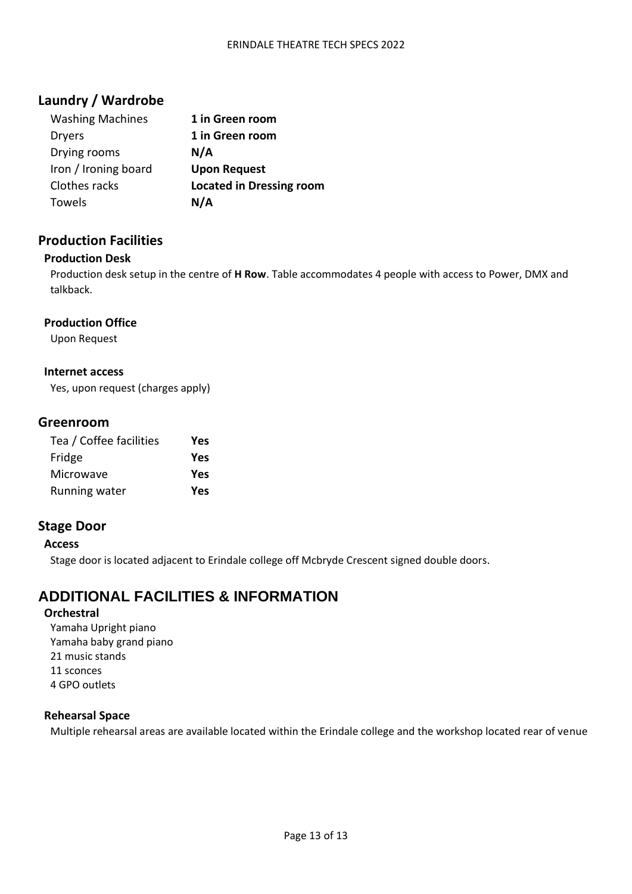## Laundry / Wardrobe

| | |
|---|---|
| Washing Machines | **1 in Green room** |
| Dryers | **1 in Green room** |
| Drying rooms | **N/A** |
| Iron / Ironing board | **Upon Request** |
| Clothes racks | **Located in Dressing room** |
| Towels | **N/A** |

## Production Facilities

### Production Desk

Production desk setup in the centre of **H Row**. Table accommodates 4 people with access to Power, DMX and talkback.

### Production Office

Upon Request

### Internet access

Yes, upon request (charges apply)

## Greenroom

| | |
|---|---|
| Tea / Coffee facilities | **Yes** |
| Fridge | **Yes** |
| Microwave | **Yes** |
| Running water | **Yes** |

## Stage Door

### Access

Stage door is located adjacent to Erindale college off Mcbryde Crescent signed double doors.

# ADDITIONAL FACILITIES & INFORMATION

### Orchestral

Yamaha Upright piano
Yamaha baby grand piano
21 music stands
11 sconces
4 GPO outlets

### Rehearsal Space

Multiple rehearsal areas are available located within the Erindale college and the workshop located rear of venue